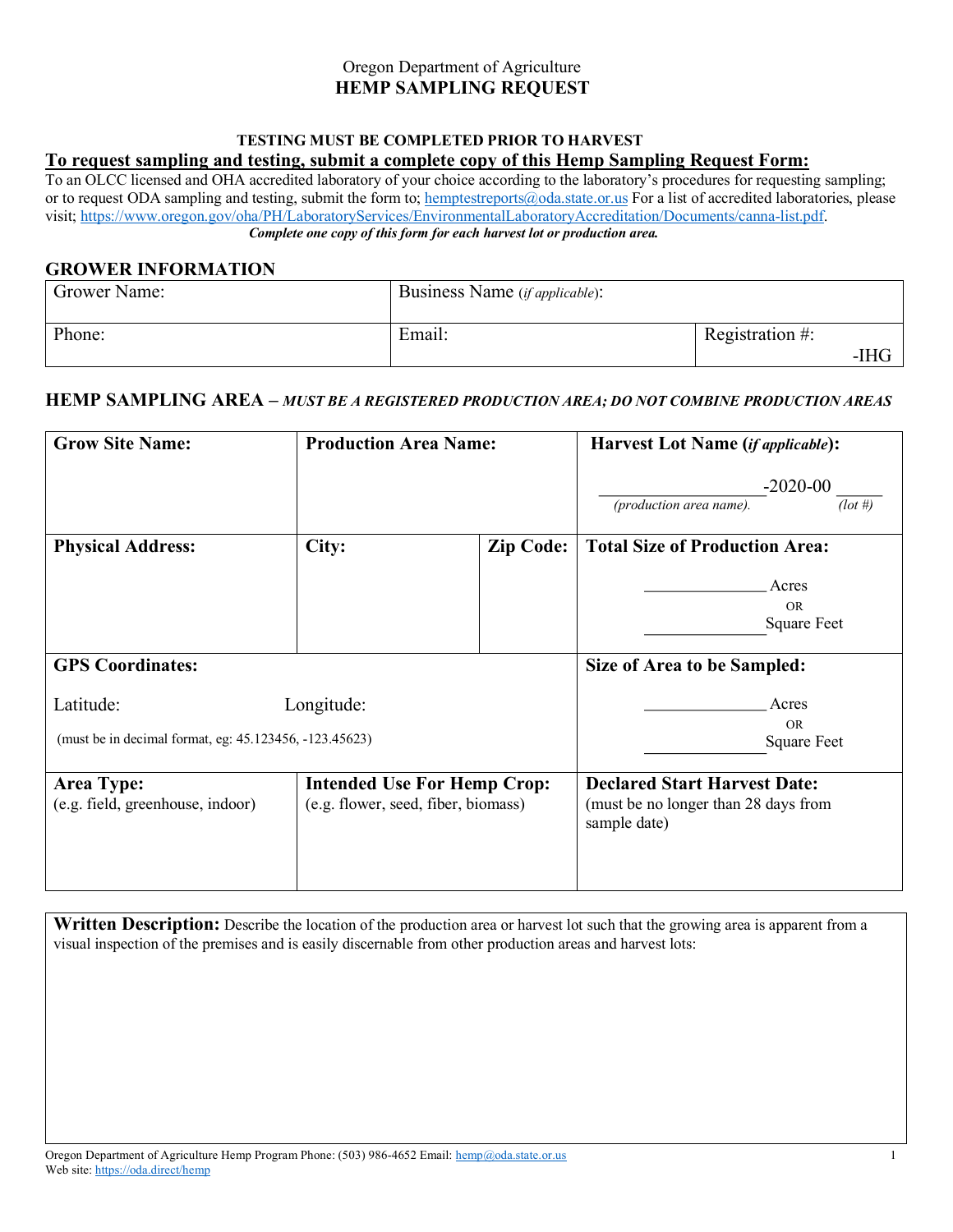Oregon Department of Agriculture

# HEMP SAMPLING REQUEST

**TESTING MUST BE COMPLETED PRIOR TO HARVEST**

**To request sampling and testing, submit a complete copy of this Hemp Sampling Request Form:**

To an OLCC licensed and OHA accredited laboratory of your choice according to the laboratory's procedures for requesting sampling; or to request ODA sampling and testing, submit the form to; hemptestreports@oda.state.or.us For a list of accredited laboratories, please visit; https://www.oregon.gov/oha/PH/LaboratoryServices/EnvironmentalLaboratoryAccreditation/Documents/canna-list.pdf.

***Complete one copy of this form for each harvest lot or production area.***

## GROWER INFORMATION

| Grower Name: | Business Name (*if applicable*): | |
|---|---|---|
| Phone: | Email: | Registration #: -IHG |

## HEMP SAMPLING AREA – *MUST BE A REGISTERED PRODUCTION AREA; DO NOT COMBINE PRODUCTION AREAS*

| **Grow Site Name:** | **Production Area Name:** | | **Harvest Lot Name (*if applicable*):** ____________-2020-00 _____ *(production area name). (lot #)* |
|---|---|---|---|
| **Physical Address:** | **City:** | **Zip Code:** | **Total Size of Production Area:** ____________ Acres OR ____________ Square Feet |
| **GPS Coordinates:** Latitude: Longitude: (must be in decimal format, eg: 45.123456, -123.45623) | | | **Size of Area to be Sampled:** ____________ Acres OR ____________ Square Feet |
| **Area Type:** (e.g. field, greenhouse, indoor) | **Intended Use For Hemp Crop:** (e.g. flower, seed, fiber, biomass) | | **Declared Start Harvest Date:** (must be no longer than 28 days from sample date) |

**Written Description:** Describe the location of the production area or harvest lot such that the growing area is apparent from a visual inspection of the premises and is easily discernable from other production areas and harvest lots:

Oregon Department of Agriculture Hemp Program Phone: (503) 986-4652 Email: hemp@oda.state.or.us
Web site: https://oda.direct/hemp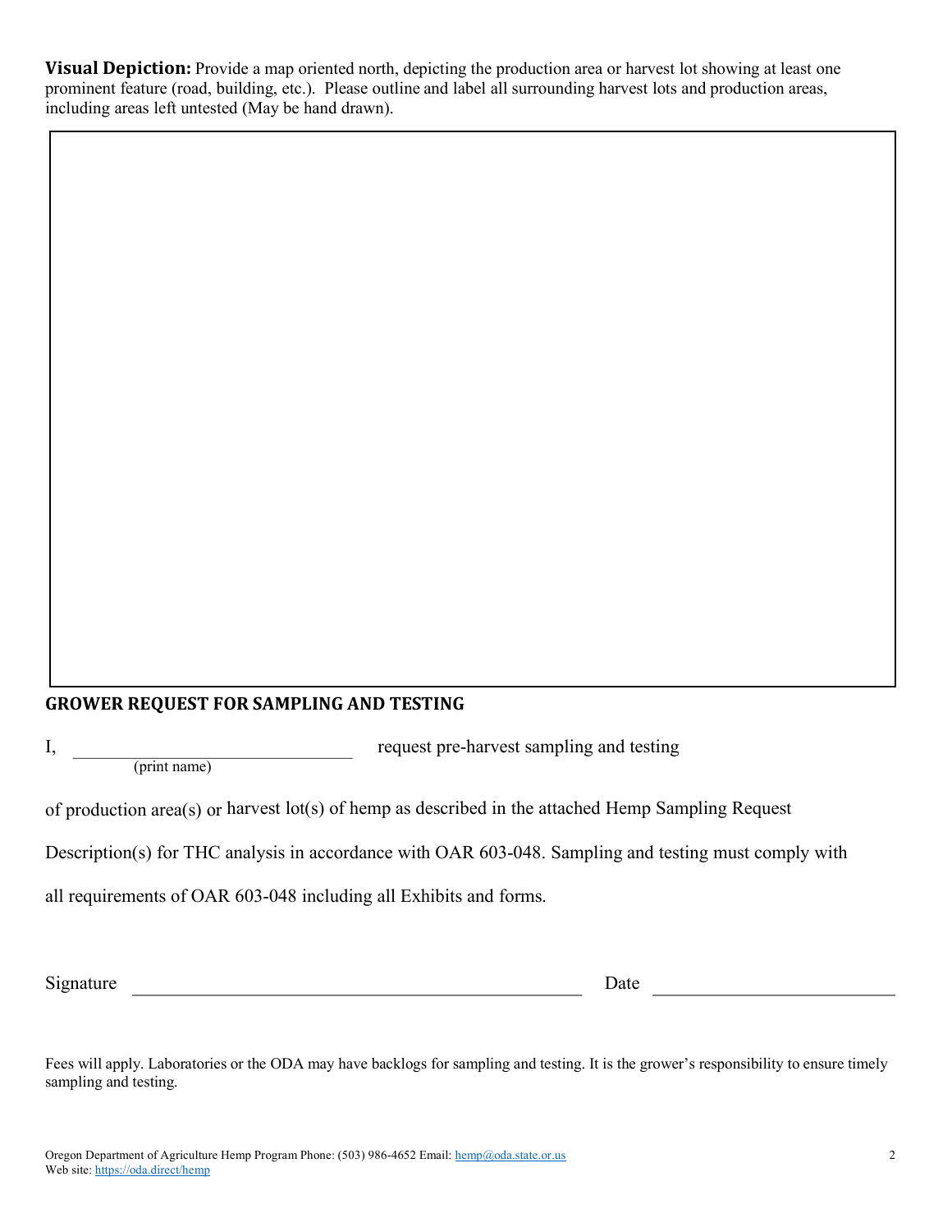**Visual Depiction:** Provide a map oriented north, depicting the production area or harvest lot showing at least one prominent feature (road, building, etc.). Please outline and label all surrounding harvest lots and production areas, including areas left untested (May be hand drawn).

## GROWER REQUEST FOR SAMPLING AND TESTING

I, ________________________________ request pre-harvest sampling and testing
(print name)

of production area(s) or harvest lot(s) of hemp as described in the attached Hemp Sampling Request Description(s) for THC analysis in accordance with OAR 603-048. Sampling and testing must comply with all requirements of OAR 603-048 including all Exhibits and forms.

Signature ______________________________________________ Date ________________________

Fees will apply. Laboratories or the ODA may have backlogs for sampling and testing. It is the grower's responsibility to ensure timely sampling and testing.

Oregon Department of Agriculture Hemp Program Phone: (503) 986-4652 Email: hemp@oda.state.or.us
Web site: https://oda.direct/hemp